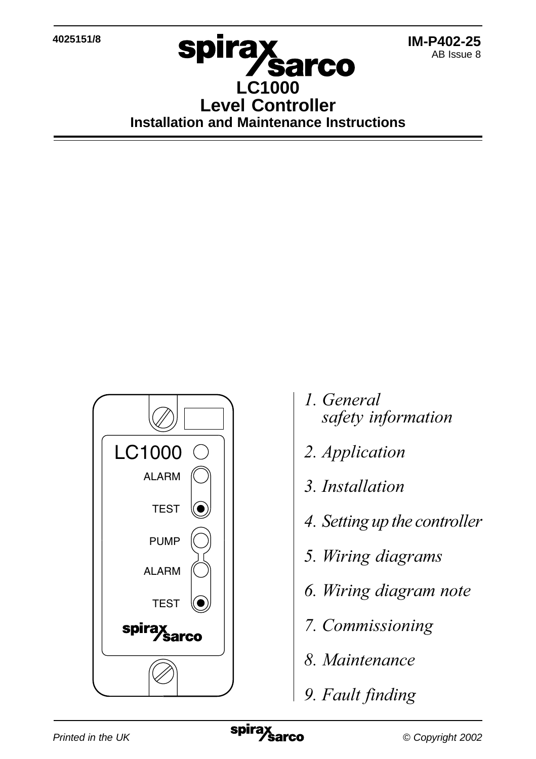4025151/8

IM-P402-25
AB Issue 8

# LC1000
# Level Controller
## Installation and Maintenance Instructions

LC1000

ALARM

TEST

PUMP

ALARM

TEST

*1. General safety information*

*2. Application*

*3. Installation*

*4. Setting up the controller*

*5. Wiring diagrams*

*6. Wiring diagram note*

*7. Commissioning*

*8. Maintenance*

*9. Fault finding*

*Printed in the UK*

*© Copyright 2002*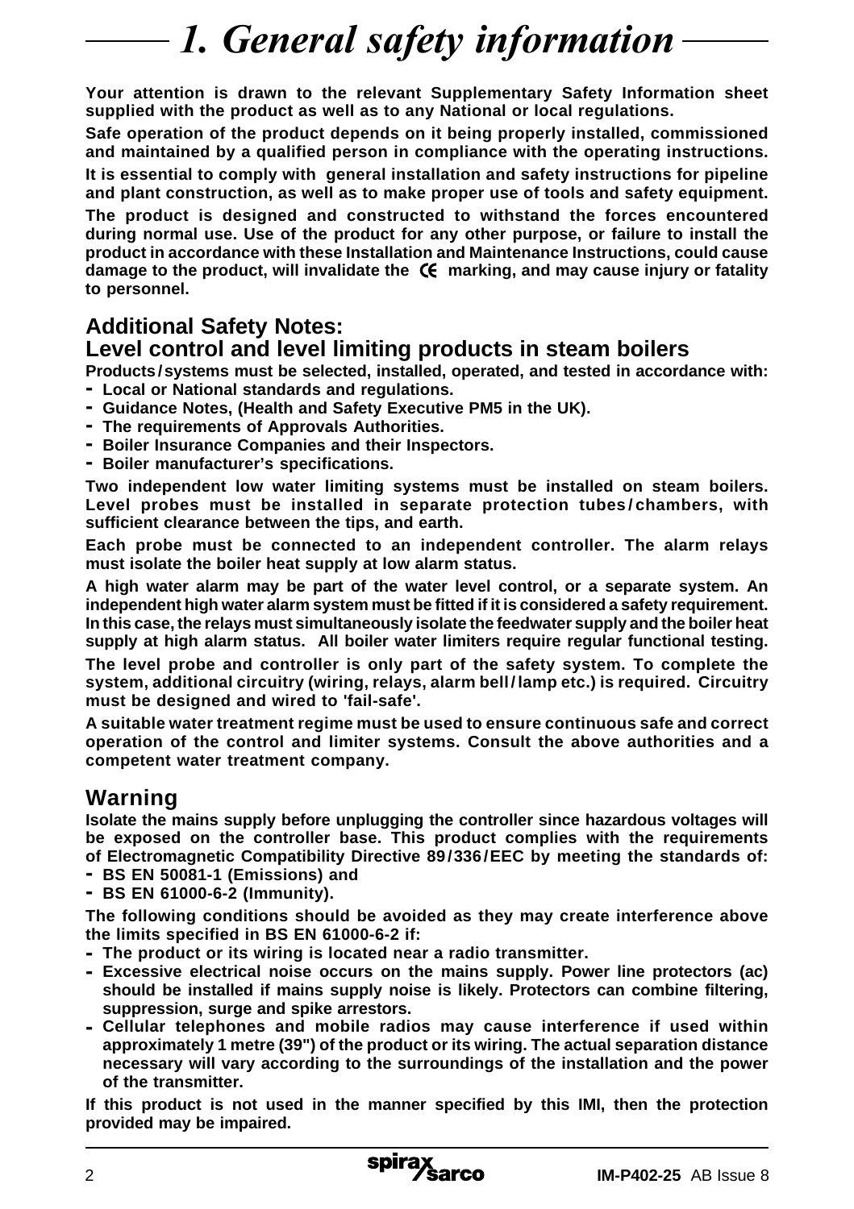# 1. General safety information

**Your attention is drawn to the relevant Supplementary Safety Information sheet supplied with the product as well as to any National or local regulations.**

**Safe operation of the product depends on it being properly installed, commissioned and maintained by a qualified person in compliance with the operating instructions.**

**It is essential to comply with general installation and safety instructions for pipeline and plant construction, as well as to make proper use of tools and safety equipment.**

**The product is designed and constructed to withstand the forces encountered during normal use. Use of the product for any other purpose, or failure to install the product in accordance with these Installation and Maintenance Instructions, could cause damage to the product, will invalidate the CE marking, and may cause injury or fatality to personnel.**

## Additional Safety Notes:
## Level control and level limiting products in steam boilers

**Products/systems must be selected, installed, operated, and tested in accordance with:**

- **Local or National standards and regulations.**
- **Guidance Notes, (Health and Safety Executive PM5 in the UK).**
- **The requirements of Approvals Authorities.**
- **Boiler Insurance Companies and their Inspectors.**
- **Boiler manufacturer's specifications.**

**Two independent low water limiting systems must be installed on steam boilers. Level probes must be installed in separate protection tubes/chambers, with sufficient clearance between the tips, and earth.**

**Each probe must be connected to an independent controller. The alarm relays must isolate the boiler heat supply at low alarm status.**

**A high water alarm may be part of the water level control, or a separate system. An independent high water alarm system must be fitted if it is considered a safety requirement. In this case, the relays must simultaneously isolate the feedwater supply and the boiler heat supply at high alarm status. All boiler water limiters require regular functional testing.**

**The level probe and controller is only part of the safety system. To complete the system, additional circuitry (wiring, relays, alarm bell/lamp etc.) is required. Circuitry must be designed and wired to 'fail-safe'.**

**A suitable water treatment regime must be used to ensure continuous safe and correct operation of the control and limiter systems. Consult the above authorities and a competent water treatment company.**

## Warning

**Isolate the mains supply before unplugging the controller since hazardous voltages will be exposed on the controller base. This product complies with the requirements of Electromagnetic Compatibility Directive 89/336/EEC by meeting the standards of:**

- **BS EN 50081-1 (Emissions) and**
- **BS EN 61000-6-2 (Immunity).**

**The following conditions should be avoided as they may create interference above the limits specified in BS EN 61000-6-2 if:**

- **The product or its wiring is located near a radio transmitter.**
- **Excessive electrical noise occurs on the mains supply. Power line protectors (ac) should be installed if mains supply noise is likely. Protectors can combine filtering, suppression, surge and spike arrestors.**
- **Cellular telephones and mobile radios may cause interference if used within approximately 1 metre (39") of the product or its wiring. The actual separation distance necessary will vary according to the surroundings of the installation and the power of the transmitter.**

**If this product is not used in the manner specified by this IMI, then the protection provided may be impaired.**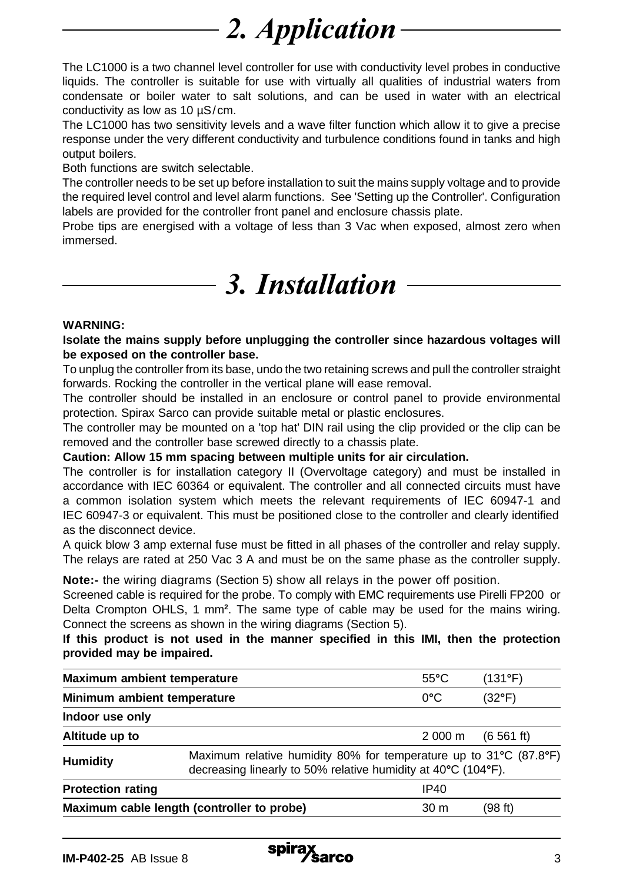# 2. Application

The LC1000 is a two channel level controller for use with conductivity level probes in conductive liquids. The controller is suitable for use with virtually all qualities of industrial waters from condensate or boiler water to salt solutions, and can be used in water with an electrical conductivity as low as 10 µS/cm.

The LC1000 has two sensitivity levels and a wave filter function which allow it to give a precise response under the very different conductivity and turbulence conditions found in tanks and high output boilers.

Both functions are switch selectable.

The controller needs to be set up before installation to suit the mains supply voltage and to provide the required level control and level alarm functions. See 'Setting up the Controller'. Configuration labels are provided for the controller front panel and enclosure chassis plate.

Probe tips are energised with a voltage of less than 3 Vac when exposed, almost zero when immersed.

# 3. Installation

**WARNING:**

**Isolate the mains supply before unplugging the controller since hazardous voltages will be exposed on the controller base.**

To unplug the controller from its base, undo the two retaining screws and pull the controller straight forwards. Rocking the controller in the vertical plane will ease removal.

The controller should be installed in an enclosure or control panel to provide environmental protection. Spirax Sarco can provide suitable metal or plastic enclosures.

The controller may be mounted on a 'top hat' DIN rail using the clip provided or the clip can be removed and the controller base screwed directly to a chassis plate.

**Caution: Allow 15 mm spacing between multiple units for air circulation.**

The controller is for installation category II (Overvoltage category) and must be installed in accordance with IEC 60364 or equivalent. The controller and all connected circuits must have a common isolation system which meets the relevant requirements of IEC 60947-1 and IEC 60947-3 or equivalent. This must be positioned close to the controller and clearly identified as the disconnect device.

A quick blow 3 amp external fuse must be fitted in all phases of the controller and relay supply. The relays are rated at 250 Vac 3 A and must be on the same phase as the controller supply.

**Note:-** the wiring diagrams (Section 5) show all relays in the power off position.

Screened cable is required for the probe. To comply with EMC requirements use Pirelli FP200 or Delta Crompton OHLS, 1 mm². The same type of cable may be used for the mains wiring. Connect the screens as shown in the wiring diagrams (Section 5).

**If this product is not used in the manner specified in this IMI, then the protection provided may be impaired.**

| | | | |
|---|---|---|---|
| **Maximum ambient temperature** | | 55°C | (131°F) |
| **Minimum ambient temperature** | | 0°C | (32°F) |
| **Indoor use only** | | | |
| **Altitude up to** | | 2 000 m | (6 561 ft) |
| **Humidity** | Maximum relative humidity 80% for temperature up to 31°C (87.8°F) decreasing linearly to 50% relative humidity at 40°C (104°F). | | |
| **Protection rating** | | IP40 | |
| **Maximum cable length (controller to probe)** | | 30 m | (98 ft) |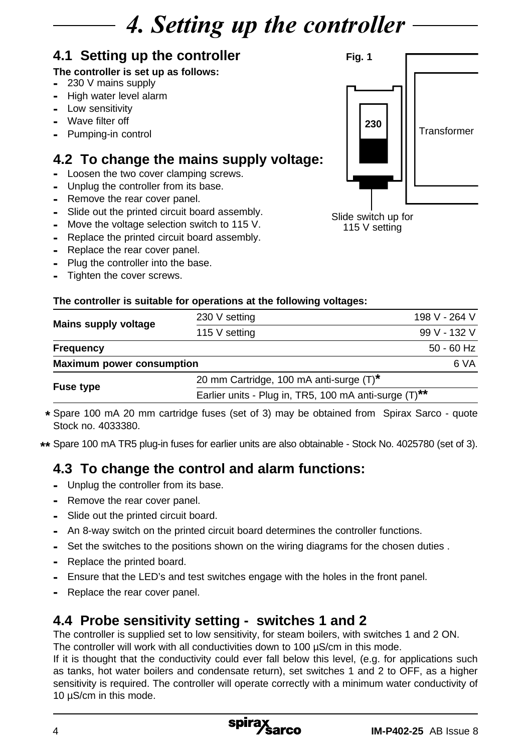# 4. Setting up the controller

## 4.1 Setting up the controller

**The controller is set up as follows:**

- 230 V mains supply
- High water level alarm
- Low sensitivity
- Wave filter off
- Pumping-in control

## 4.2 To change the mains supply voltage:

- Loosen the two cover clamping screws.
- Unplug the controller from its base.
- Remove the rear cover panel.
- Slide out the printed circuit board assembly.
- Move the voltage selection switch to 115 V.
- Replace the printed circuit board assembly.
- Replace the rear cover panel.
- Plug the controller into the base.
- Tighten the cover screws.

**Fig. 1**

230

Transformer

Slide switch up for 115 V setting

**The controller is suitable for operations at the following voltages:**

| | | |
|---|---|---|
| **Mains supply voltage** | 230 V setting | 198 V - 264 V |
| | 115 V setting | 99 V - 132 V |
| **Frequency** | | 50 - 60 Hz |
| **Maximum power consumption** | | 6 VA |
| **Fuse type** | 20 mm Cartridge, 100 mA anti-surge (T)* | |
| | Earlier units - Plug in, TR5, 100 mA anti-surge (T)** | |

\* Spare 100 mA 20 mm cartridge fuses (set of 3) may be obtained from Spirax Sarco - quote Stock no. 4033380.

** Spare 100 mA TR5 plug-in fuses for earlier units are also obtainable - Stock No. 4025780 (set of 3).

## 4.3 To change the control and alarm functions:

- Unplug the controller from its base.
- Remove the rear cover panel.
- Slide out the printed circuit board.
- An 8-way switch on the printed circuit board determines the controller functions.
- Set the switches to the positions shown on the wiring diagrams for the chosen duties .
- Replace the printed board.
- Ensure that the LED's and test switches engage with the holes in the front panel.
- Replace the rear cover panel.

## 4.4 Probe sensitivity setting - switches 1 and 2

The controller is supplied set to low sensitivity, for steam boilers, with switches 1 and 2 ON.
The controller will work with all conductivities down to 100 µS/cm in this mode.
If it is thought that the conductivity could ever fall below this level, (e.g. for applications such as tanks, hot water boilers and condensate return), set switches 1 and 2 to OFF, as a higher sensitivity is required. The controller will operate correctly with a minimum water conductivity of 10 µS/cm in this mode.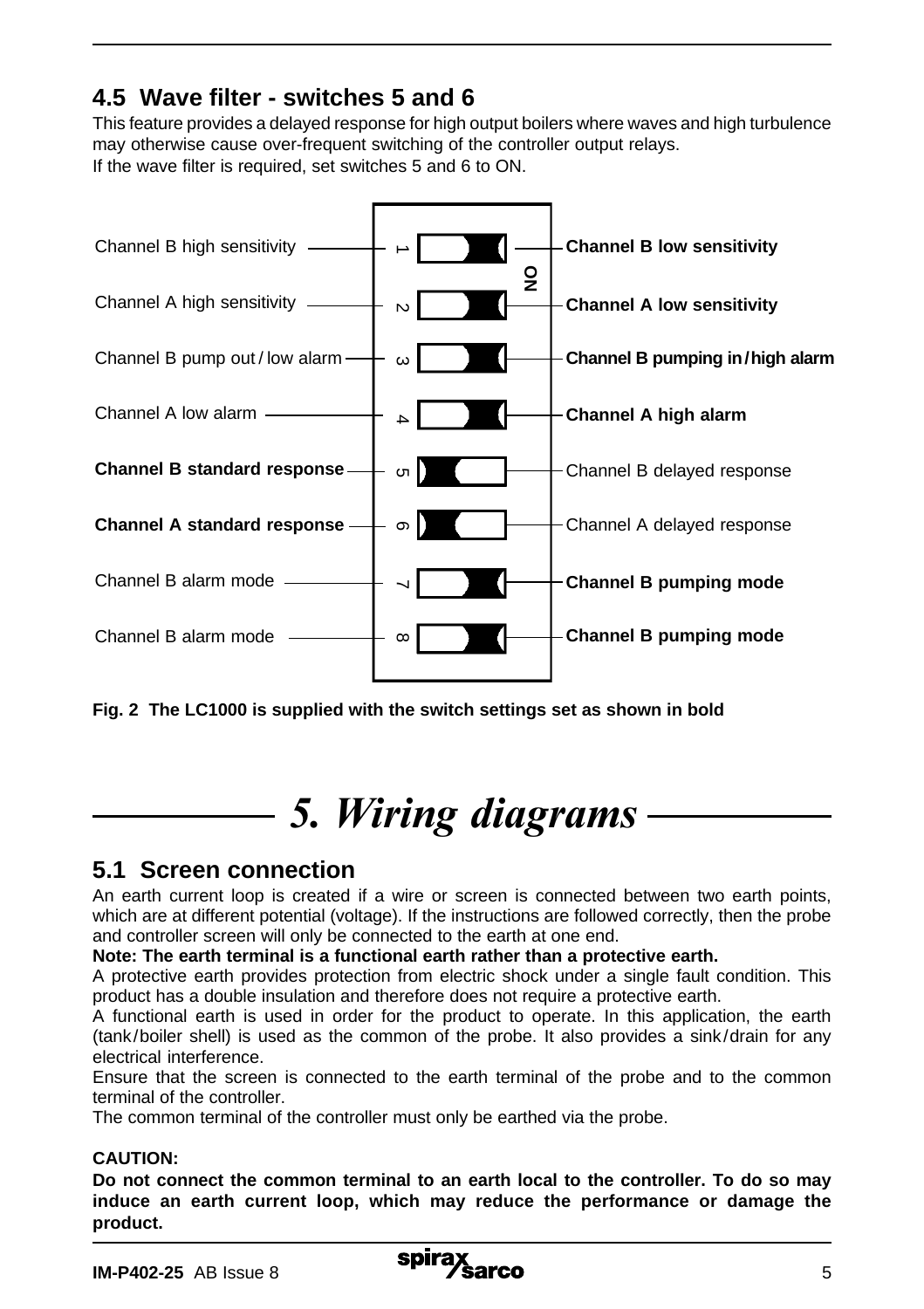## 4.5 Wave filter - switches 5 and 6

This feature provides a delayed response for high output boilers where waves and high turbulence may otherwise cause over-frequent switching of the controller output relays.
If the wave filter is required, set switches 5 and 6 to ON.

| Left (OFF) | Switch | Right (ON) |
|---|---|---|
| Channel B high sensitivity | 1 | **Channel B low sensitivity** |
| Channel A high sensitivity | 2 | **Channel A low sensitivity** |
| Channel B pump out / low alarm | 3 | **Channel B pumping in / high alarm** |
| Channel A low alarm | 4 | **Channel A high alarm** |
| **Channel B standard response** | 5 | Channel B delayed response |
| **Channel A standard response** | 6 | Channel A delayed response |
| Channel B alarm mode | 7 | **Channel B pumping mode** |
| Channel B alarm mode | 8 | **Channel B pumping mode** |

**Fig. 2 The LC1000 is supplied with the switch settings set as shown in bold**

# 5. Wiring diagrams

## 5.1 Screen connection

An earth current loop is created if a wire or screen is connected between two earth points, which are at different potential (voltage). If the instructions are followed correctly, then the probe and controller screen will only be connected to the earth at one end.

**Note: The earth terminal is a functional earth rather than a protective earth.**

A protective earth provides protection from electric shock under a single fault condition. This product has a double insulation and therefore does not require a protective earth.

A functional earth is used in order for the product to operate. In this application, the earth (tank / boiler shell) is used as the common of the probe. It also provides a sink / drain for any electrical interference.

Ensure that the screen is connected to the earth terminal of the probe and to the common terminal of the controller.

The common terminal of the controller must only be earthed via the probe.

**CAUTION:**

**Do not connect the common terminal to an earth local to the controller. To do so may induce an earth current loop, which may reduce the performance or damage the product.**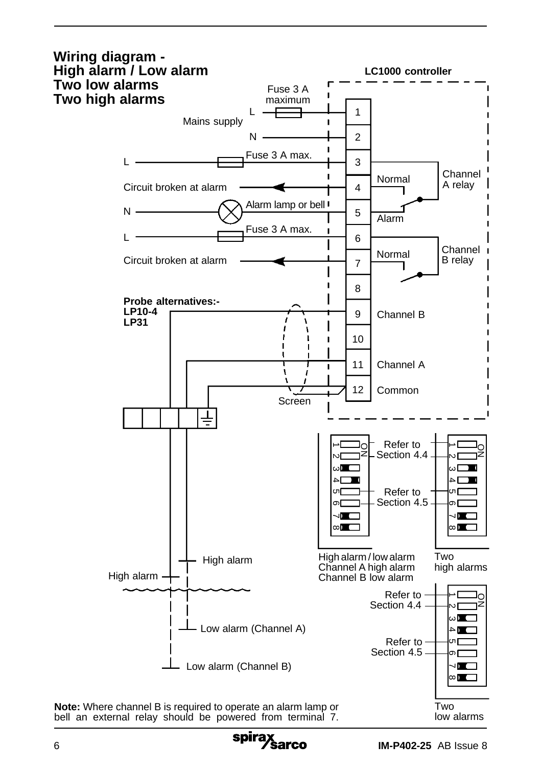## Wiring diagram - High alarm / Low alarm Two low alarms Two high alarms

LC1000 controller

Fuse 3 A maximum

L

Mains supply

N

L — Fuse 3 A max. — 3

Circuit broken at alarm — 4 — Normal

N — Alarm lamp or bell — 5 — Alarm

Channel A relay

L — Fuse 3 A max. — 6

Circuit broken at alarm — 7 — Normal

Channel B relay

8

**Probe alternatives:- LP10-4 LP31**

9 Channel B

10

11 Channel A

12 Common

Screen

High alarm

High alarm

Low alarm (Channel A)

Low alarm (Channel B)

Refer to Section 4.4

Refer to Section 4.5

High alarm / low alarm
Channel A high alarm
Channel B low alarm

Two high alarms

Two low alarms

**Note:** Where channel B is required to operate an alarm lamp or bell an external relay should be powered from terminal 7.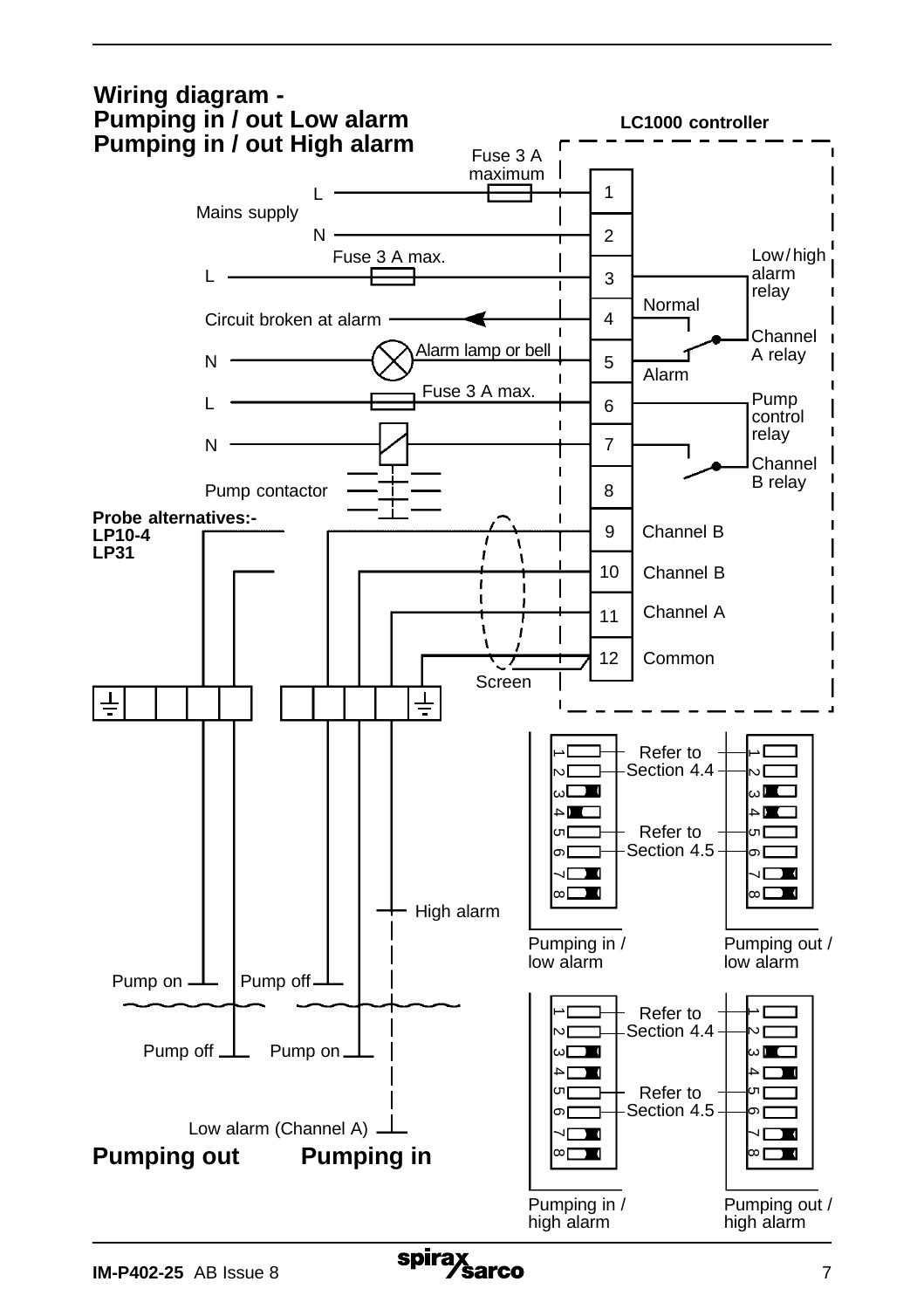## Wiring diagram - Pumping in / out Low alarm Pumping in / out High alarm

**LC1000 controller**

| Terminal | Connection | Function |
|---|---|---|
| 1 | Mains supply L (Fuse 3 A maximum) | |
| 2 | Mains supply N | |
| 3 | L (Fuse 3 A max.) | Low/high alarm relay |
| 4 | Circuit broken at alarm | Normal – Channel A relay |
| 5 | N – Alarm lamp or bell | Alarm |
| 6 | L (Fuse 3 A max.) | Pump control relay |
| 7 | N – Pump contactor | Channel B relay |
| 8 | Pump contactor | |
| 9 | Probe | Channel B |
| 10 | Probe | Channel B |
| 11 | Probe | Channel A |
| 12 | Screen | Common |

**Probe alternatives:- LP10-4 LP31**

Pumping out: Pump on / Pump off

Pumping in: Pump off / Pump on / High alarm / Low alarm (Channel A)

**Pumping out** **Pumping in**

Switch settings (Refer to Section 4.4 for switches 1 and 2; Refer to Section 4.5 for switches 5 and 6):

- Pumping in / low alarm
- Pumping out / low alarm
- Pumping in / high alarm
- Pumping out / high alarm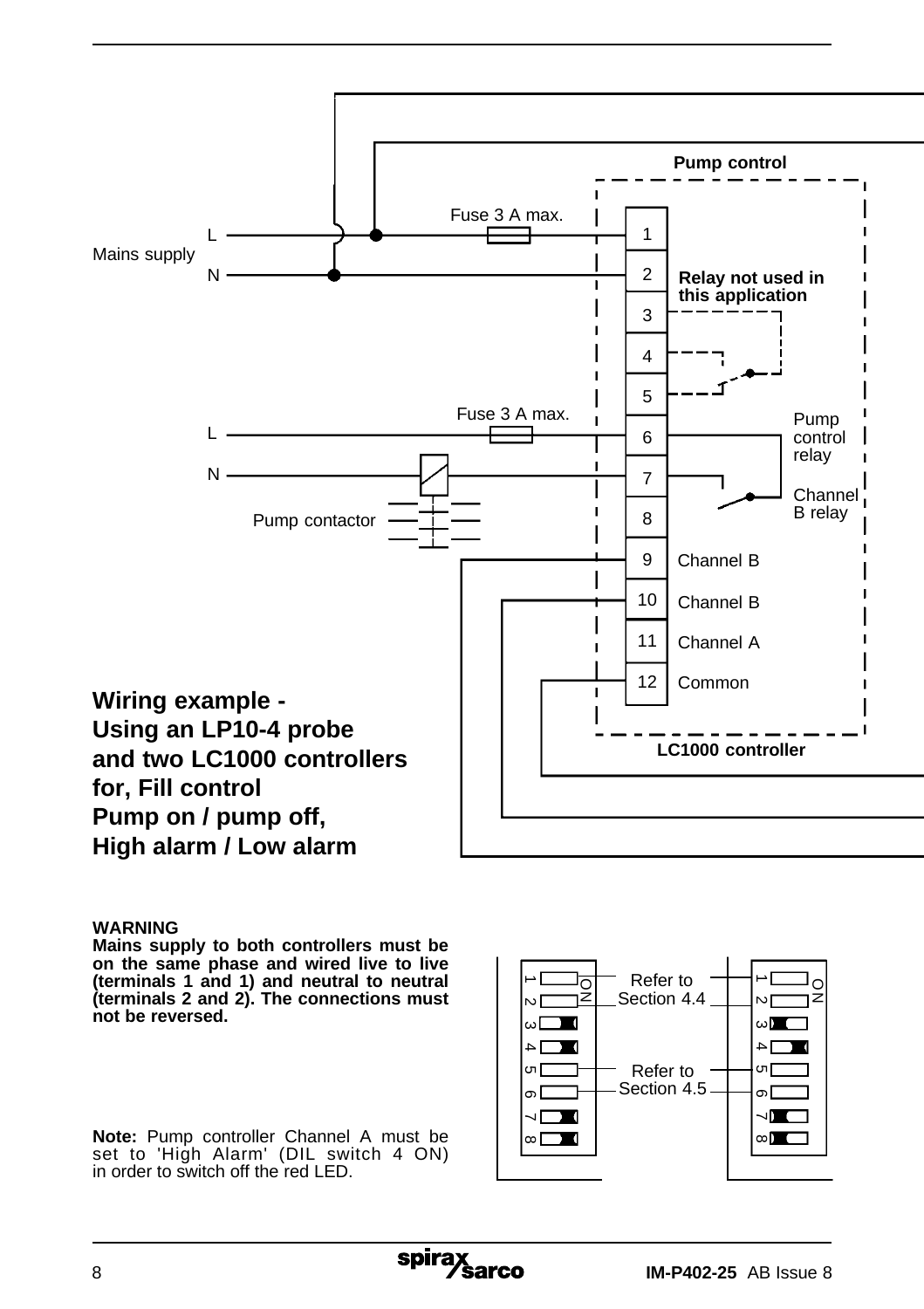Pump control

Fuse 3 A max.

L

Mains supply

N

1

2

Relay not used in this application

3

4

5

Fuse 3 A max.

L

6

Pump control relay

N

7

Channel B relay

Pump contactor

8

9 Channel B

10 Channel B

11 Channel A

12 Common

LC1000 controller

## Wiring example - Using an LP10-4 probe and two LC1000 controllers for, Fill control Pump on / pump off, High alarm / Low alarm

**WARNING**
**Mains supply to both controllers must be on the same phase and wired live to live (terminals 1 and 1) and neutral to neutral (terminals 2 and 2). The connections must not be reversed.**

Refer to Section 4.4

Refer to Section 4.5

**Note:** Pump controller Channel A must be set to 'High Alarm' (DIL switch 4 ON) in order to switch off the red LED.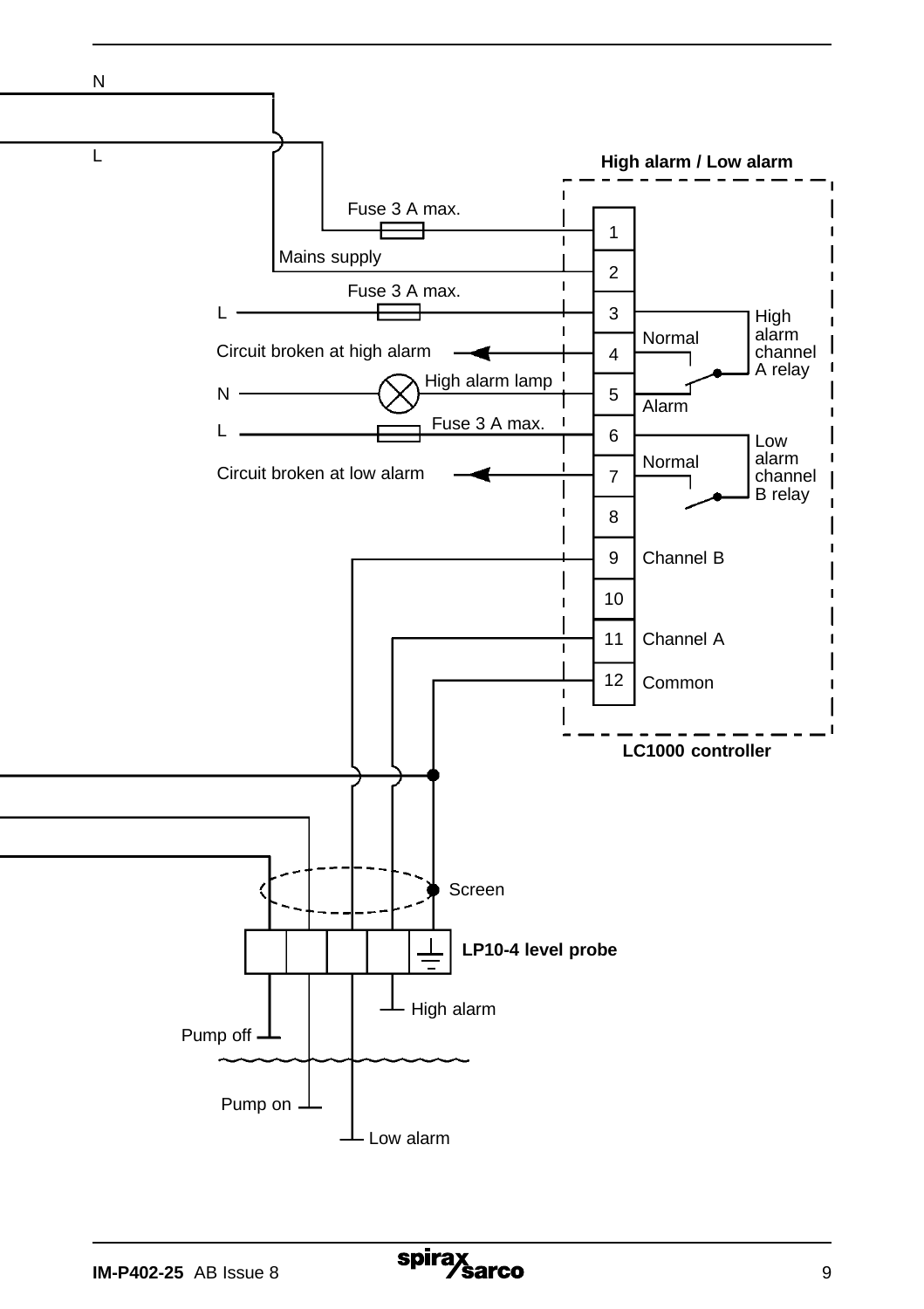N

L

**High alarm / Low alarm**

Fuse 3 A max.

Mains supply

Fuse 3 A max.

L

Circuit broken at high alarm

N

High alarm lamp

L

Fuse 3 A max.

Circuit broken at low alarm

1
2
3
4
5
6
7
8
9
10
11
12

Normal

Alarm

High alarm channel A relay

Normal

Low alarm channel B relay

Channel B

Channel A

Common

**LC1000 controller**

Screen

**LP10-4 level probe**

High alarm

Pump off

Pump on

Low alarm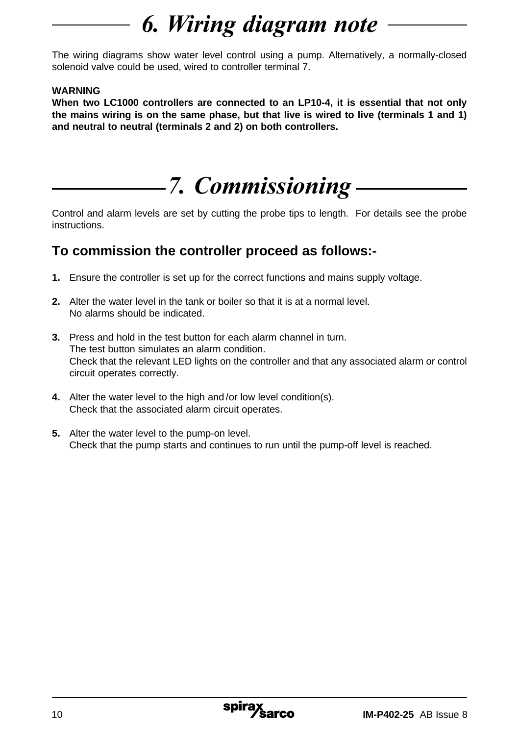# 6. Wiring diagram note

The wiring diagrams show water level control using a pump. Alternatively, a normally-closed solenoid valve could be used, wired to controller terminal 7.

**WARNING**
**When two LC1000 controllers are connected to an LP10-4, it is essential that not only the mains wiring is on the same phase, but that live is wired to live (terminals 1 and 1) and neutral to neutral (terminals 2 and 2) on both controllers.**

# 7. Commissioning

Control and alarm levels are set by cutting the probe tips to length. For details see the probe instructions.

## To commission the controller proceed as follows:-

**1.** Ensure the controller is set up for the correct functions and mains supply voltage.

**2.** Alter the water level in the tank or boiler so that it is at a normal level.
No alarms should be indicated.

**3.** Press and hold in the test button for each alarm channel in turn.
The test button simulates an alarm condition.
Check that the relevant LED lights on the controller and that any associated alarm or control circuit operates correctly.

**4.** Alter the water level to the high and/or low level condition(s).
Check that the associated alarm circuit operates.

**5.** Alter the water level to the pump-on level.
Check that the pump starts and continues to run until the pump-off level is reached.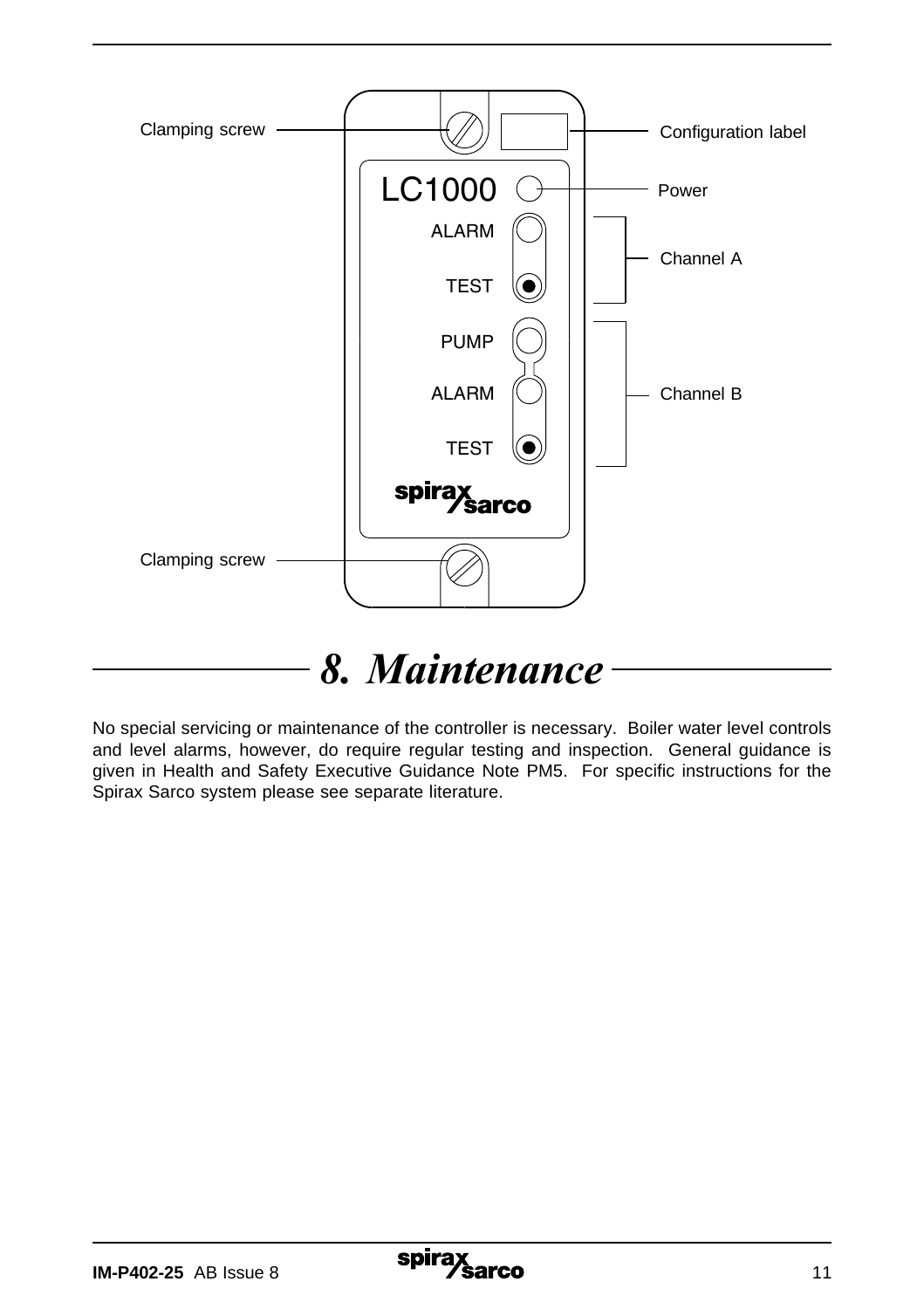Clamping screw

Configuration label

LC1000

Power

ALARM

TEST

Channel A

PUMP

ALARM

TEST

Channel B

spirax sarco

Clamping screw

# 8. Maintenance

No special servicing or maintenance of the controller is necessary. Boiler water level controls and level alarms, however, do require regular testing and inspection. General guidance is given in Health and Safety Executive Guidance Note PM5. For specific instructions for the Spirax Sarco system please see separate literature.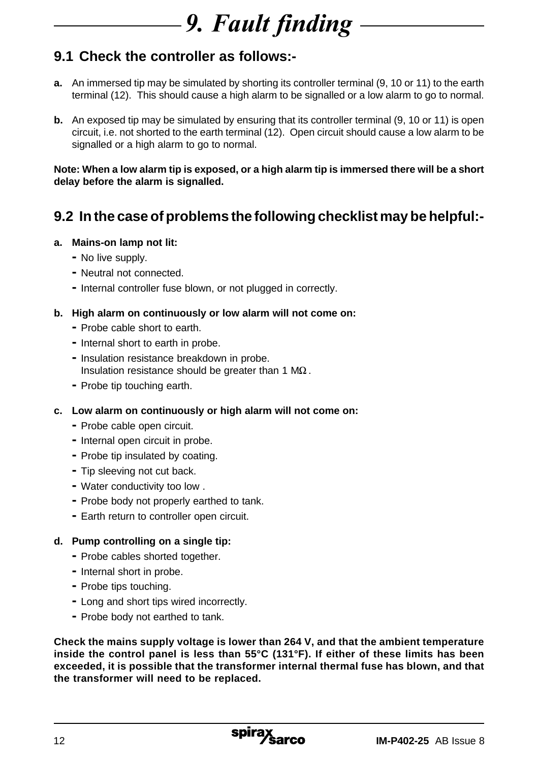# 9. Fault finding

## 9.1 Check the controller as follows:-

**a.** An immersed tip may be simulated by shorting its controller terminal (9, 10 or 11) to the earth terminal (12). This should cause a high alarm to be signalled or a low alarm to go to normal.

**b.** An exposed tip may be simulated by ensuring that its controller terminal (9, 10 or 11) is open circuit, i.e. not shorted to the earth terminal (12). Open circuit should cause a low alarm to be signalled or a high alarm to go to normal.

**Note: When a low alarm tip is exposed, or a high alarm tip is immersed there will be a short delay before the alarm is signalled.**

## 9.2 In the case of problems the following checklist may be helpful:-

**a. Mains-on lamp not lit:**

- No live supply.
- Neutral not connected.
- Internal controller fuse blown, or not plugged in correctly.

**b. High alarm on continuously or low alarm will not come on:**

- Probe cable short to earth.
- Internal short to earth in probe.
- Insulation resistance breakdown in probe.
  Insulation resistance should be greater than 1 MΩ.
- Probe tip touching earth.

**c. Low alarm on continuously or high alarm will not come on:**

- Probe cable open circuit.
- Internal open circuit in probe.
- Probe tip insulated by coating.
- Tip sleeving not cut back.
- Water conductivity too low .
- Probe body not properly earthed to tank.
- Earth return to controller open circuit.

**d. Pump controlling on a single tip:**

- Probe cables shorted together.
- Internal short in probe.
- Probe tips touching.
- Long and short tips wired incorrectly.
- Probe body not earthed to tank.

**Check the mains supply voltage is lower than 264 V, and that the ambient temperature inside the control panel is less than 55°C (131°F). If either of these limits has been exceeded, it is possible that the transformer internal thermal fuse has blown, and that the transformer will need to be replaced.**